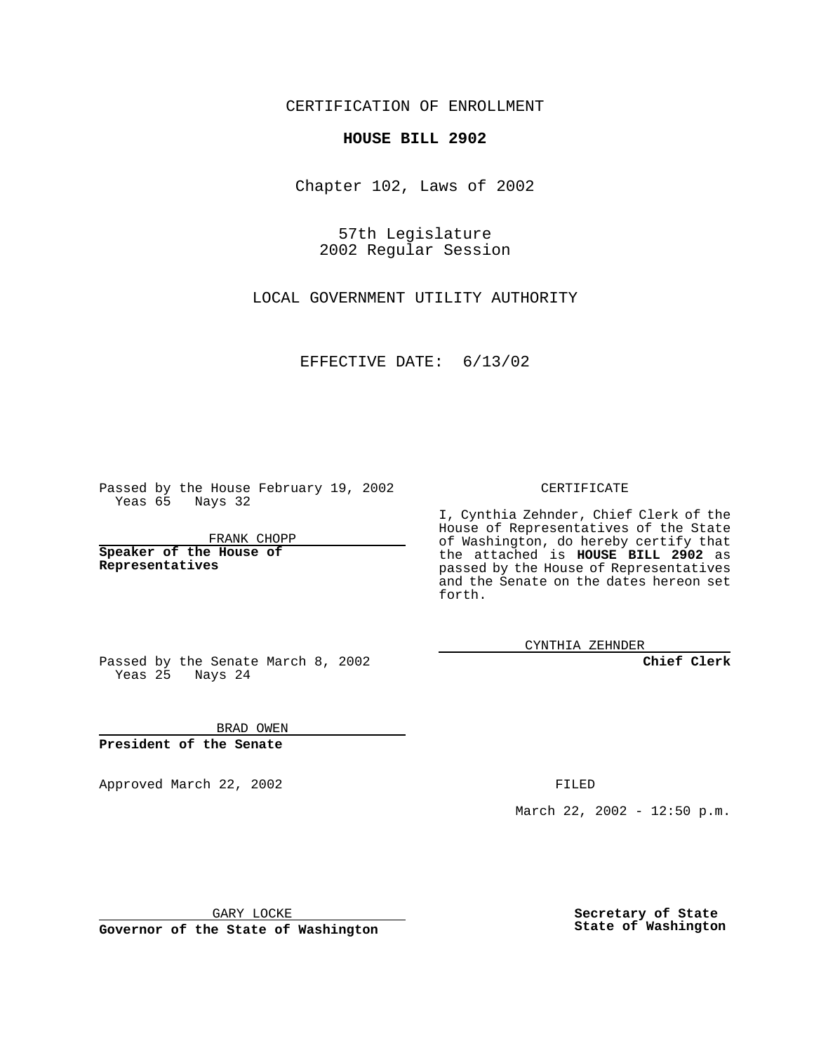CERTIFICATION OF ENROLLMENT

**HOUSE BILL 2902**

Chapter 102, Laws of 2002

57th Legislature
2002 Regular Session

LOCAL GOVERNMENT UTILITY AUTHORITY

EFFECTIVE DATE: 6/13/02

Passed by the House February 19, 2002
Yeas 65 Nays 32

FRANK CHOPP

**Speaker of the House of Representatives**

Passed by the Senate March 8, 2002
Yeas 25 Nays 24

BRAD OWEN

**President of the Senate**

CERTIFICATE

I, Cynthia Zehnder, Chief Clerk of the House of Representatives of the State of Washington, do hereby certify that the attached is **HOUSE BILL 2902** as passed by the House of Representatives and the Senate on the dates hereon set forth.

CYNTHIA ZEHNDER

**Chief Clerk**

Approved March 22, 2002

FILED

March 22, 2002 - 12:50 p.m.

GARY LOCKE

**Governor of the State of Washington**

**Secretary of State**
**State of Washington**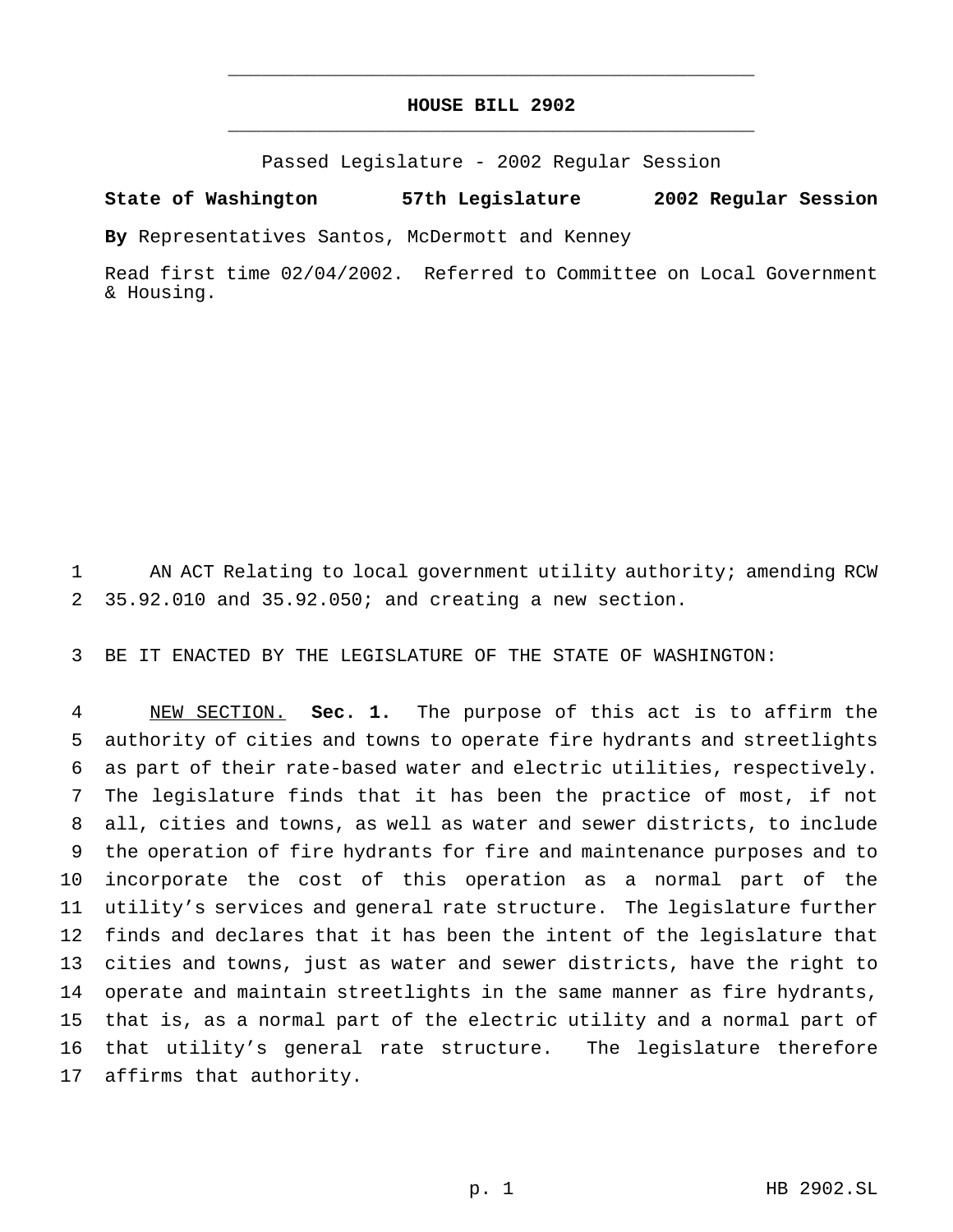# HOUSE BILL 2902

Passed Legislature - 2002 Regular Session

**State of Washington 57th Legislature 2002 Regular Session**

**By** Representatives Santos, McDermott and Kenney

Read first time 02/04/2002. Referred to Committee on Local Government & Housing.

AN ACT Relating to local government utility authority; amending RCW 35.92.010 and 35.92.050; and creating a new section.

BE IT ENACTED BY THE LEGISLATURE OF THE STATE OF WASHINGTON:

NEW SECTION. **Sec. 1.** The purpose of this act is to affirm the authority of cities and towns to operate fire hydrants and streetlights as part of their rate-based water and electric utilities, respectively. The legislature finds that it has been the practice of most, if not all, cities and towns, as well as water and sewer districts, to include the operation of fire hydrants for fire and maintenance purposes and to incorporate the cost of this operation as a normal part of the utility's services and general rate structure. The legislature further finds and declares that it has been the intent of the legislature that cities and towns, just as water and sewer districts, have the right to operate and maintain streetlights in the same manner as fire hydrants, that is, as a normal part of the electric utility and a normal part of that utility's general rate structure. The legislature therefore affirms that authority.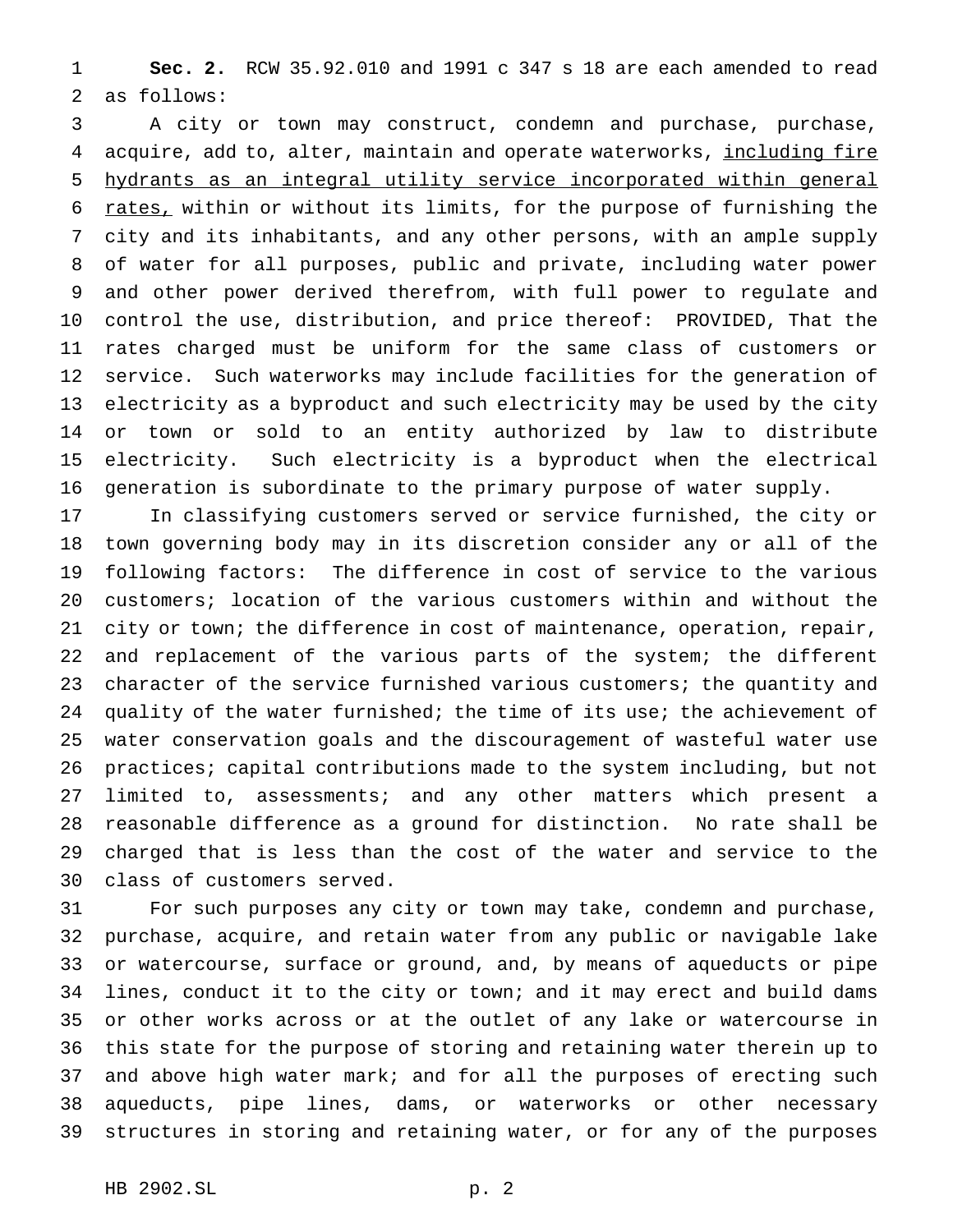**Sec. 2.** RCW 35.92.010 and 1991 c 347 s 18 are each amended to read as follows:

A city or town may construct, condemn and purchase, purchase, acquire, add to, alter, maintain and operate waterworks, <u>including fire hydrants as an integral utility service incorporated within general rates,</u> within or without its limits, for the purpose of furnishing the city and its inhabitants, and any other persons, with an ample supply of water for all purposes, public and private, including water power and other power derived therefrom, with full power to regulate and control the use, distribution, and price thereof: PROVIDED, That the rates charged must be uniform for the same class of customers or service. Such waterworks may include facilities for the generation of electricity as a byproduct and such electricity may be used by the city or town or sold to an entity authorized by law to distribute electricity. Such electricity is a byproduct when the electrical generation is subordinate to the primary purpose of water supply.

In classifying customers served or service furnished, the city or town governing body may in its discretion consider any or all of the following factors: The difference in cost of service to the various customers; location of the various customers within and without the city or town; the difference in cost of maintenance, operation, repair, and replacement of the various parts of the system; the different character of the service furnished various customers; the quantity and quality of the water furnished; the time of its use; the achievement of water conservation goals and the discouragement of wasteful water use practices; capital contributions made to the system including, but not limited to, assessments; and any other matters which present a reasonable difference as a ground for distinction. No rate shall be charged that is less than the cost of the water and service to the class of customers served.

For such purposes any city or town may take, condemn and purchase, purchase, acquire, and retain water from any public or navigable lake or watercourse, surface or ground, and, by means of aqueducts or pipe lines, conduct it to the city or town; and it may erect and build dams or other works across or at the outlet of any lake or watercourse in this state for the purpose of storing and retaining water therein up to and above high water mark; and for all the purposes of erecting such aqueducts, pipe lines, dams, or waterworks or other necessary structures in storing and retaining water, or for any of the purposes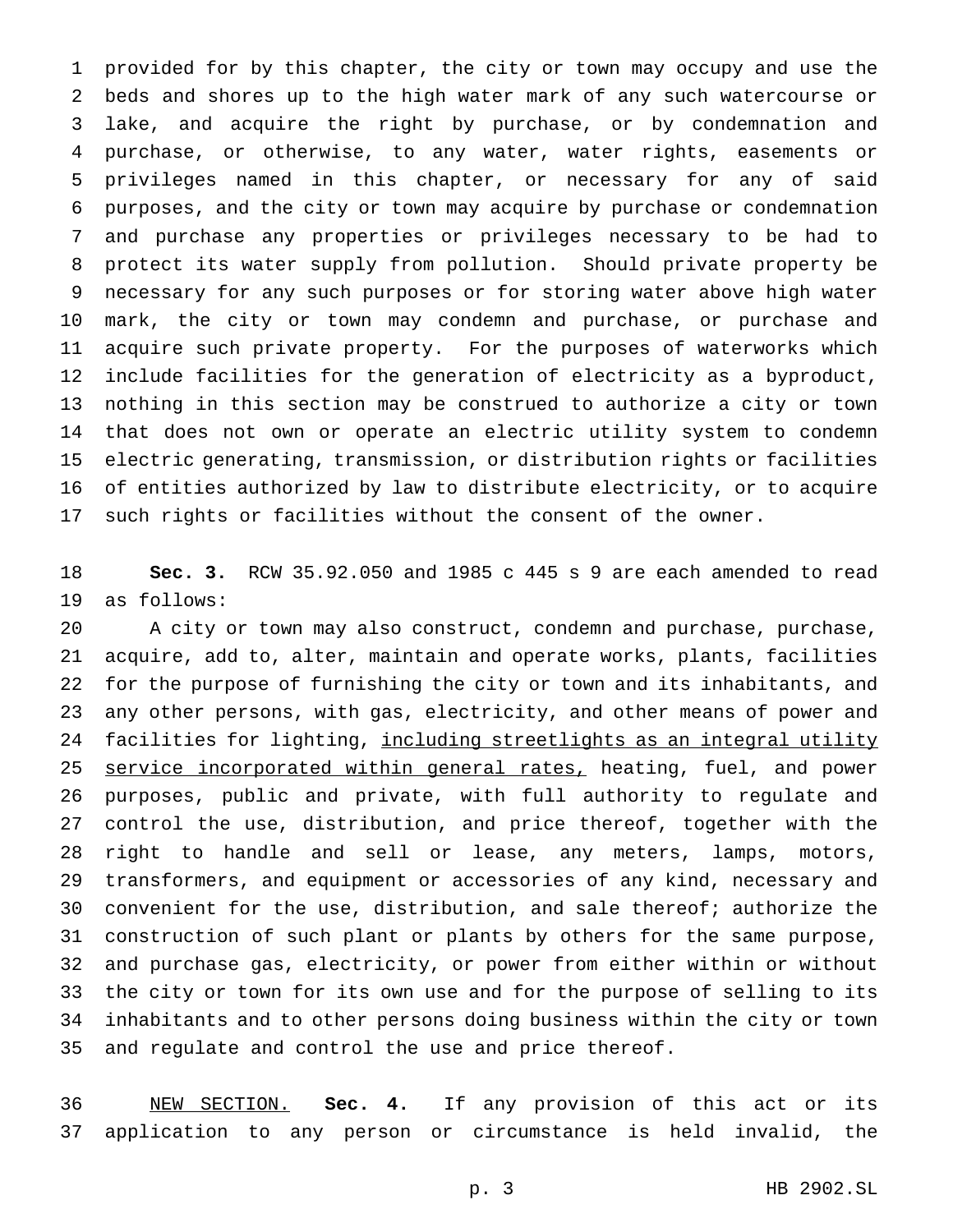provided for by this chapter, the city or town may occupy and use the beds and shores up to the high water mark of any such watercourse or lake, and acquire the right by purchase, or by condemnation and purchase, or otherwise, to any water, water rights, easements or privileges named in this chapter, or necessary for any of said purposes, and the city or town may acquire by purchase or condemnation and purchase any properties or privileges necessary to be had to protect its water supply from pollution. Should private property be necessary for any such purposes or for storing water above high water mark, the city or town may condemn and purchase, or purchase and acquire such private property. For the purposes of waterworks which include facilities for the generation of electricity as a byproduct, nothing in this section may be construed to authorize a city or town that does not own or operate an electric utility system to condemn electric generating, transmission, or distribution rights or facilities of entities authorized by law to distribute electricity, or to acquire such rights or facilities without the consent of the owner.

**Sec. 3.** RCW 35.92.050 and 1985 c 445 s 9 are each amended to read as follows:

A city or town may also construct, condemn and purchase, purchase, acquire, add to, alter, maintain and operate works, plants, facilities for the purpose of furnishing the city or town and its inhabitants, and any other persons, with gas, electricity, and other means of power and facilities for lighting, <u>including streetlights as an integral utility service incorporated within general rates,</u> heating, fuel, and power purposes, public and private, with full authority to regulate and control the use, distribution, and price thereof, together with the right to handle and sell or lease, any meters, lamps, motors, transformers, and equipment or accessories of any kind, necessary and convenient for the use, distribution, and sale thereof; authorize the construction of such plant or plants by others for the same purpose, and purchase gas, electricity, or power from either within or without the city or town for its own use and for the purpose of selling to its inhabitants and to other persons doing business within the city or town and regulate and control the use and price thereof.

<u>NEW SECTION.</u> **Sec. 4.** If any provision of this act or its application to any person or circumstance is held invalid, the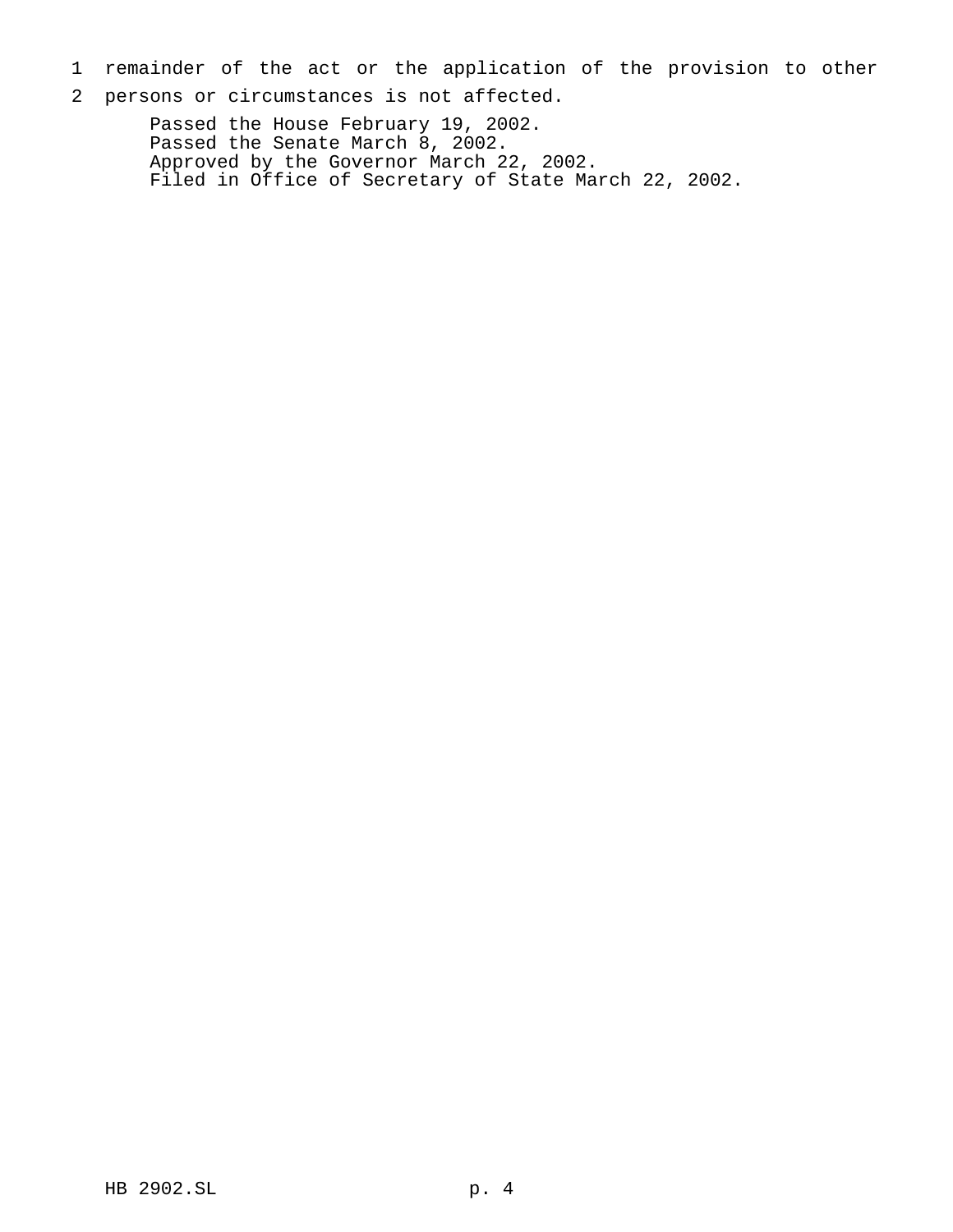remainder of the act or the application of the provision to other persons or circumstances is not affected.

Passed the House February 19, 2002.
Passed the Senate March 8, 2002.
Approved by the Governor March 22, 2002.
Filed in Office of Secretary of State March 22, 2002.